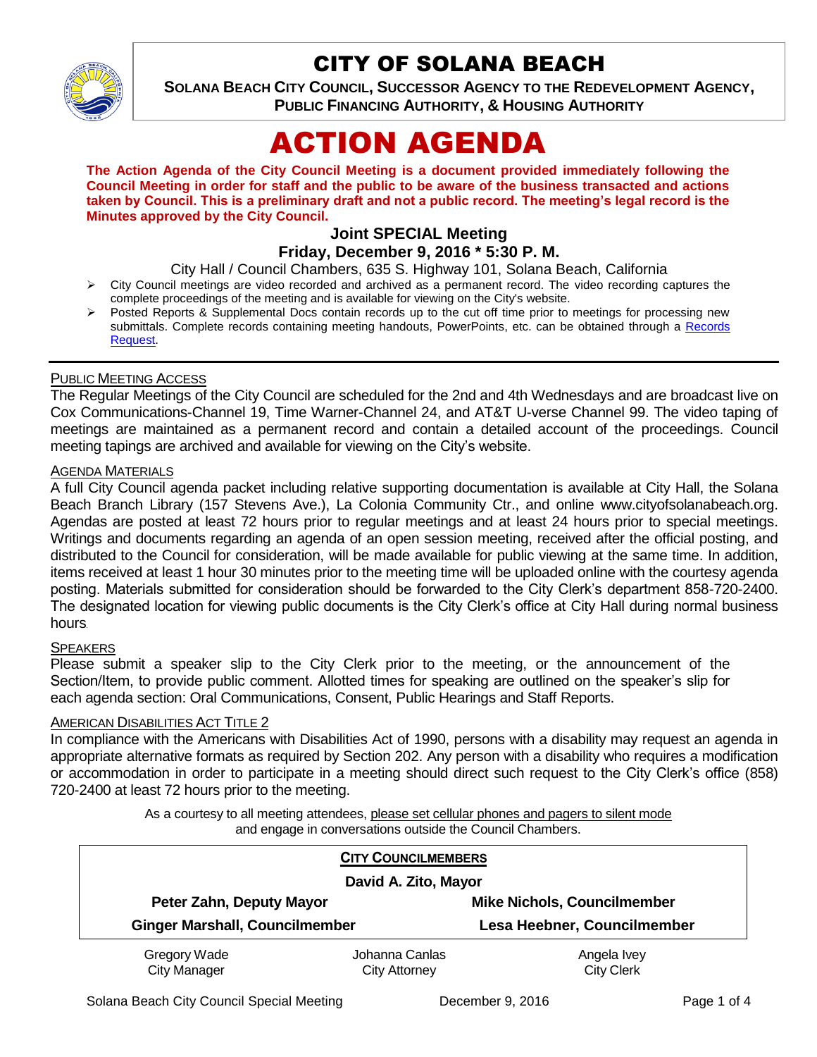# CITY OF SOLANA BEACH

**SOLANA BEACH CITY COUNCIL, SUCCESSOR AGENCY TO THE REDEVELOPMENT AGENCY, PUBLIC FINANCING AUTHORITY, & HOUSING AUTHORITY**

# ACTION AGENDA

**The Action Agenda of the City Council Meeting is a document provided immediately following the Council Meeting in order for staff and the public to be aware of the business transacted and actions taken by Council. This is a preliminary draft and not a public record. The meeting's legal record is the Minutes approved by the City Council.**

**Joint SPECIAL Meeting**
**Friday, December 9, 2016 * 5:30 P. M.**

City Hall / Council Chambers, 635 S. Highway 101, Solana Beach, California

- City Council meetings are video recorded and archived as a permanent record. The video recording captures the complete proceedings of the meeting and is available for viewing on the City's website.
- Posted Reports & Supplemental Docs contain records up to the cut off time prior to meetings for processing new submittals. Complete records containing meeting handouts, PowerPoints, etc. can be obtained through a Records Request.

PUBLIC MEETING ACCESS

The Regular Meetings of the City Council are scheduled for the 2nd and 4th Wednesdays and are broadcast live on Cox Communications-Channel 19, Time Warner-Channel 24, and AT&T U-verse Channel 99. The video taping of meetings are maintained as a permanent record and contain a detailed account of the proceedings. Council meeting tapings are archived and available for viewing on the City's website.

AGENDA MATERIALS

A full City Council agenda packet including relative supporting documentation is available at City Hall, the Solana Beach Branch Library (157 Stevens Ave.), La Colonia Community Ctr., and online www.cityofsolanabeach.org. Agendas are posted at least 72 hours prior to regular meetings and at least 24 hours prior to special meetings. Writings and documents regarding an agenda of an open session meeting, received after the official posting, and distributed to the Council for consideration, will be made available for public viewing at the same time. In addition, items received at least 1 hour 30 minutes prior to the meeting time will be uploaded online with the courtesy agenda posting. Materials submitted for consideration should be forwarded to the City Clerk's department 858-720-2400. The designated location for viewing public documents is the City Clerk's office at City Hall during normal business hours.

SPEAKERS

Please submit a speaker slip to the City Clerk prior to the meeting, or the announcement of the Section/Item, to provide public comment. Allotted times for speaking are outlined on the speaker's slip for each agenda section: Oral Communications, Consent, Public Hearings and Staff Reports.

AMERICAN DISABILITIES ACT TITLE 2

In compliance with the Americans with Disabilities Act of 1990, persons with a disability may request an agenda in appropriate alternative formats as required by Section 202. Any person with a disability who requires a modification or accommodation in order to participate in a meeting should direct such request to the City Clerk's office (858) 720-2400 at least 72 hours prior to the meeting.

As a courtesy to all meeting attendees, please set cellular phones and pagers to silent mode and engage in conversations outside the Council Chambers.

**CITY COUNCILMEMBERS**

**David A. Zito, Mayor**

**Peter Zahn, Deputy Mayor** | **Mike Nichols, Councilmember**

**Ginger Marshall, Councilmember** | **Lesa Heebner, Councilmember**

| Gregory Wade | Johanna Canlas | Angela Ivey |
|---|---|---|
| City Manager | City Attorney | City Clerk |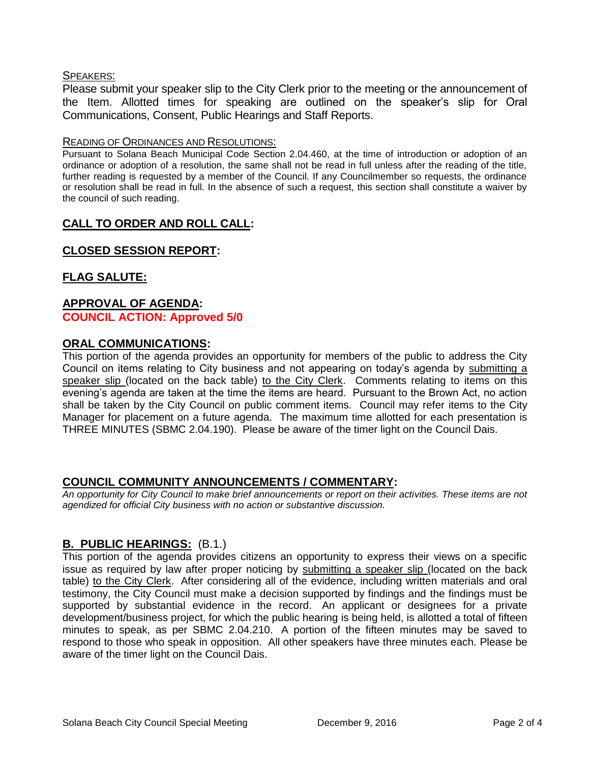SPEAKERS:

Please submit your speaker slip to the City Clerk prior to the meeting or the announcement of the Item. Allotted times for speaking are outlined on the speaker's slip for Oral Communications, Consent, Public Hearings and Staff Reports.

READING OF ORDINANCES AND RESOLUTIONS:

Pursuant to Solana Beach Municipal Code Section 2.04.460, at the time of introduction or adoption of an ordinance or adoption of a resolution, the same shall not be read in full unless after the reading of the title, further reading is requested by a member of the Council. If any Councilmember so requests, the ordinance or resolution shall be read in full. In the absence of such a request, this section shall constitute a waiver by the council of such reading.

## CALL TO ORDER AND ROLL CALL:

## CLOSED SESSION REPORT:

## FLAG SALUTE:

## APPROVAL OF AGENDA:

**COUNCIL ACTION: Approved 5/0**

## ORAL COMMUNICATIONS:

This portion of the agenda provides an opportunity for members of the public to address the City Council on items relating to City business and not appearing on today's agenda by submitting a speaker slip (located on the back table) to the City Clerk. Comments relating to items on this evening's agenda are taken at the time the items are heard. Pursuant to the Brown Act, no action shall be taken by the City Council on public comment items. Council may refer items to the City Manager for placement on a future agenda. The maximum time allotted for each presentation is THREE MINUTES (SBMC 2.04.190). Please be aware of the timer light on the Council Dais.

## COUNCIL COMMUNITY ANNOUNCEMENTS / COMMENTARY:

*An opportunity for City Council to make brief announcements or report on their activities. These items are not agendized for official City business with no action or substantive discussion.*

## B. PUBLIC HEARINGS: (B.1.)

This portion of the agenda provides citizens an opportunity to express their views on a specific issue as required by law after proper noticing by submitting a speaker slip (located on the back table) to the City Clerk. After considering all of the evidence, including written materials and oral testimony, the City Council must make a decision supported by findings and the findings must be supported by substantial evidence in the record. An applicant or designees for a private development/business project, for which the public hearing is being held, is allotted a total of fifteen minutes to speak, as per SBMC 2.04.210. A portion of the fifteen minutes may be saved to respond to those who speak in opposition. All other speakers have three minutes each. Please be aware of the timer light on the Council Dais.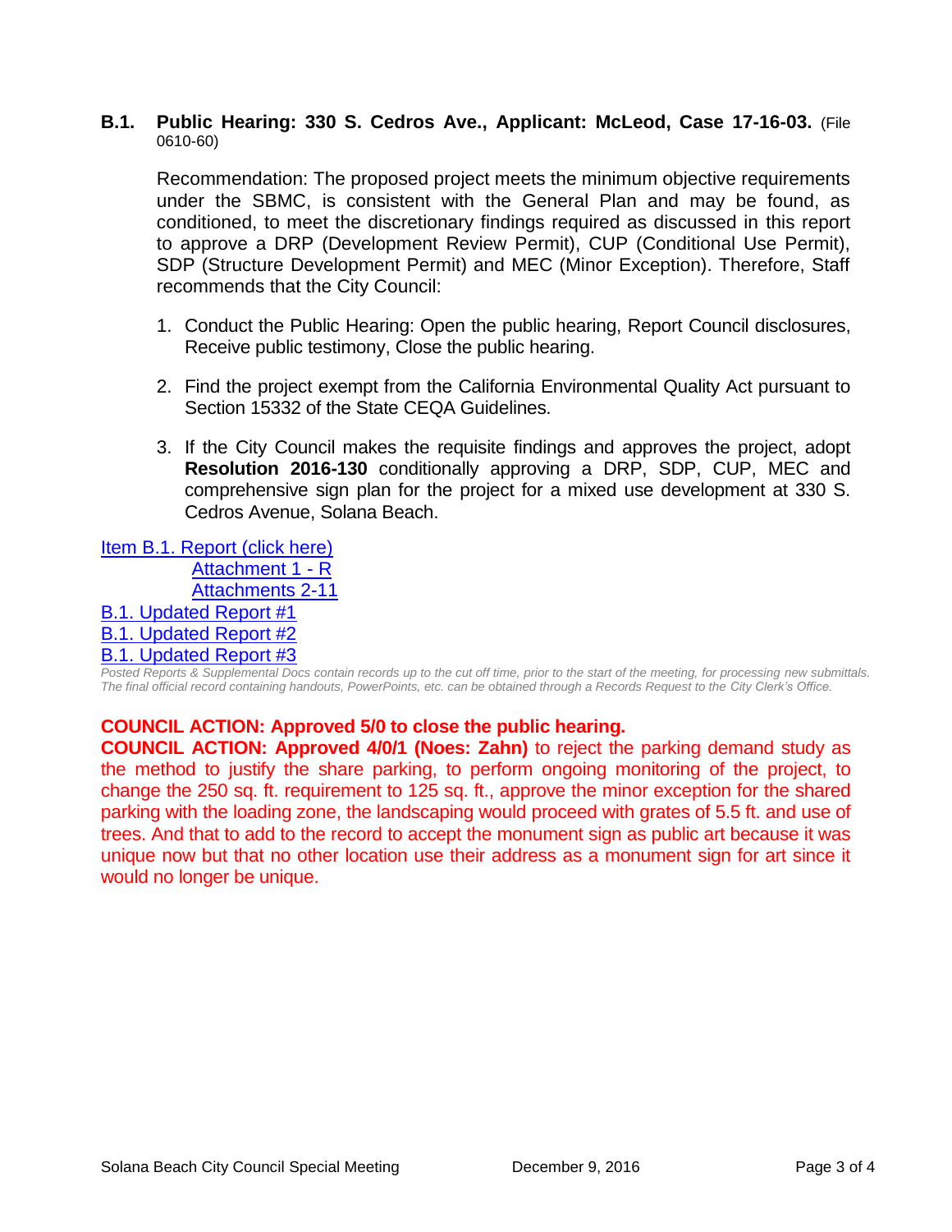**B.1. Public Hearing: 330 S. Cedros Ave., Applicant: McLeod, Case 17-16-03.** (File 0610-60)

Recommendation: The proposed project meets the minimum objective requirements under the SBMC, is consistent with the General Plan and may be found, as conditioned, to meet the discretionary findings required as discussed in this report to approve a DRP (Development Review Permit), CUP (Conditional Use Permit), SDP (Structure Development Permit) and MEC (Minor Exception). Therefore, Staff recommends that the City Council:

1. Conduct the Public Hearing: Open the public hearing, Report Council disclosures, Receive public testimony, Close the public hearing.
2. Find the project exempt from the California Environmental Quality Act pursuant to Section 15332 of the State CEQA Guidelines.
3. If the City Council makes the requisite findings and approves the project, adopt **Resolution 2016-130** conditionally approving a DRP, SDP, CUP, MEC and comprehensive sign plan for the project for a mixed use development at 330 S. Cedros Avenue, Solana Beach.

Item B.1. Report (click here)
Attachment 1 - R
Attachments 2-11
B.1. Updated Report #1
B.1. Updated Report #2
B.1. Updated Report #3

*Posted Reports & Supplemental Docs contain records up to the cut off time, prior to the start of the meeting, for processing new submittals. The final official record containing handouts, PowerPoints, etc. can be obtained through a Records Request to the City Clerk's Office.*

**COUNCIL ACTION: Approved 5/0 to close the public hearing.**
**COUNCIL ACTION: Approved 4/0/1 (Noes: Zahn)** to reject the parking demand study as the method to justify the share parking, to perform ongoing monitoring of the project, to change the 250 sq. ft. requirement to 125 sq. ft., approve the minor exception for the shared parking with the loading zone, the landscaping would proceed with grates of 5.5 ft. and use of trees. And that to add to the record to accept the monument sign as public art because it was unique now but that no other location use their address as a monument sign for art since it would no longer be unique.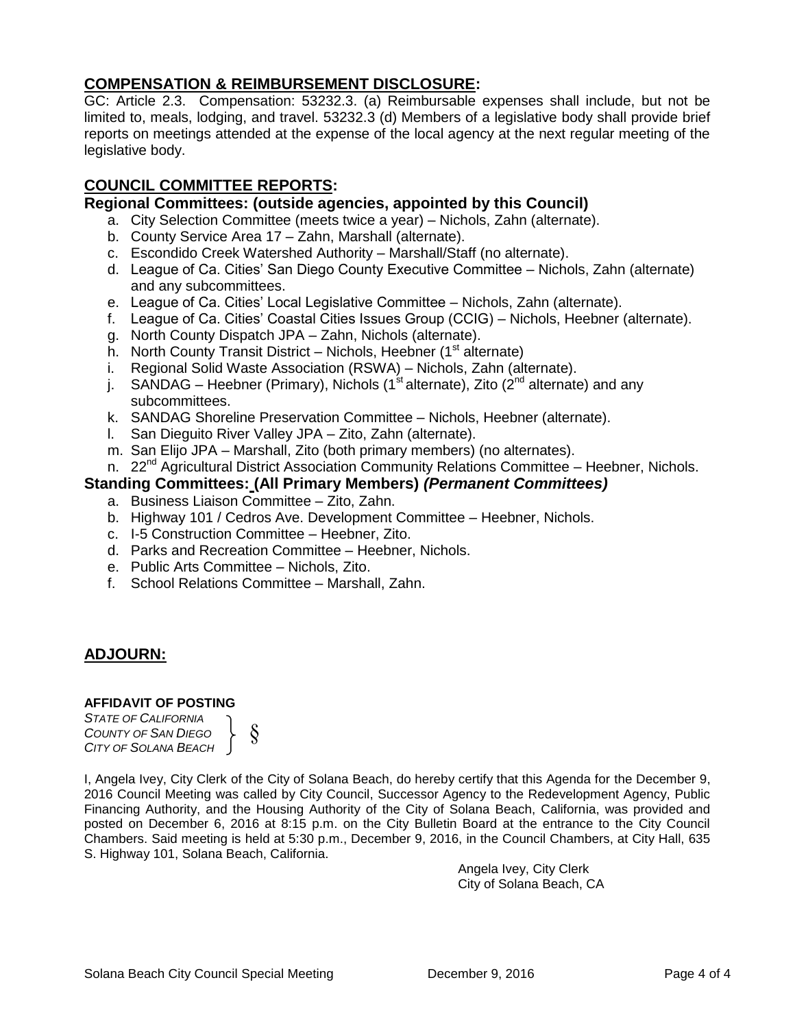## **COMPENSATION & REIMBURSEMENT DISCLOSURE:**

GC: Article 2.3. Compensation: 53232.3. (a) Reimbursable expenses shall include, but not be limited to, meals, lodging, and travel. 53232.3 (d) Members of a legislative body shall provide brief reports on meetings attended at the expense of the local agency at the next regular meeting of the legislative body.

## **COUNCIL COMMITTEE REPORTS:**

### **Regional Committees: (outside agencies, appointed by this Council)**

a. City Selection Committee (meets twice a year) – Nichols, Zahn (alternate).
b. County Service Area 17 – Zahn, Marshall (alternate).
c. Escondido Creek Watershed Authority – Marshall/Staff (no alternate).
d. League of Ca. Cities' San Diego County Executive Committee – Nichols, Zahn (alternate) and any subcommittees.
e. League of Ca. Cities' Local Legislative Committee – Nichols, Zahn (alternate).
f. League of Ca. Cities' Coastal Cities Issues Group (CCIG) – Nichols, Heebner (alternate).
g. North County Dispatch JPA – Zahn, Nichols (alternate).
h. North County Transit District – Nichols, Heebner (1st alternate)
i. Regional Solid Waste Association (RSWA) – Nichols, Zahn (alternate).
j. SANDAG – Heebner (Primary), Nichols (1st alternate), Zito (2nd alternate) and any subcommittees.
k. SANDAG Shoreline Preservation Committee – Nichols, Heebner (alternate).
l. San Dieguito River Valley JPA – Zito, Zahn (alternate).
m. San Elijo JPA – Marshall, Zito (both primary members) (no alternates).
n. 22nd Agricultural District Association Community Relations Committee – Heebner, Nichols.

### **Standing Committees: (All Primary Members)** ***(Permanent Committees)***

a. Business Liaison Committee – Zito, Zahn.
b. Highway 101 / Cedros Ave. Development Committee – Heebner, Nichols.
c. I-5 Construction Committee – Heebner, Zito.
d. Parks and Recreation Committee – Heebner, Nichols.
e. Public Arts Committee – Nichols, Zito.
f. School Relations Committee – Marshall, Zahn.

## **ADJOURN:**

**AFFIDAVIT OF POSTING**

*STATE OF CALIFORNIA*
*COUNTY OF SAN DIEGO* §
*CITY OF SOLANA BEACH*

I, Angela Ivey, City Clerk of the City of Solana Beach, do hereby certify that this Agenda for the December 9, 2016 Council Meeting was called by City Council, Successor Agency to the Redevelopment Agency, Public Financing Authority, and the Housing Authority of the City of Solana Beach, California, was provided and posted on December 6, 2016 at 8:15 p.m. on the City Bulletin Board at the entrance to the City Council Chambers. Said meeting is held at 5:30 p.m., December 9, 2016, in the Council Chambers, at City Hall, 635 S. Highway 101, Solana Beach, California.

Angela Ivey, City Clerk
City of Solana Beach, CA